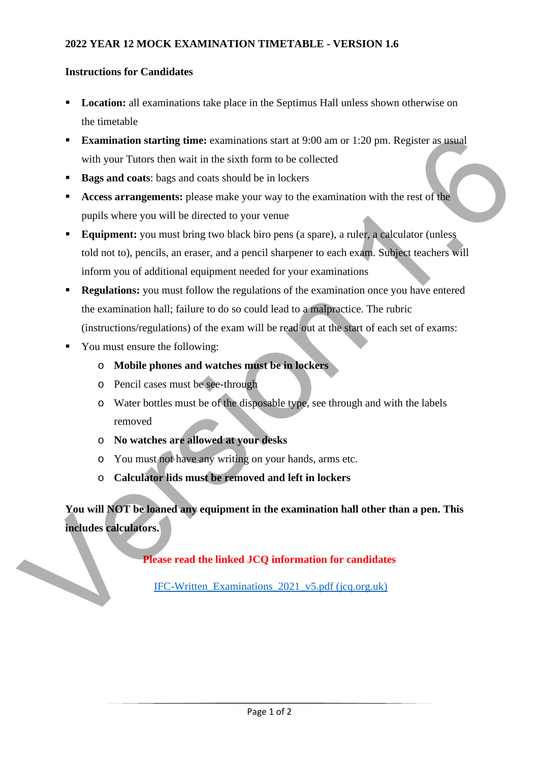**2022 YEAR 12 MOCK EXAMINATION TIMETABLE - VERSION 1.6**

**Instructions for Candidates**

- **Location:** all examinations take place in the Septimus Hall unless shown otherwise on the timetable
- **Examination starting time:** examinations start at 9:00 am or 1:20 pm. Register as usual with your Tutors then wait in the sixth form to be collected
- **Bags and coats**: bags and coats should be in lockers
- **Access arrangements:** please make your way to the examination with the rest of the pupils where you will be directed to your venue
- **Equipment:** you must bring two black biro pens (a spare), a ruler, a calculator (unless told not to), pencils, an eraser, and a pencil sharpener to each exam. Subject teachers will inform you of additional equipment needed for your examinations
- **Regulations:** you must follow the regulations of the examination once you have entered the examination hall; failure to do so could lead to a malpractice. The rubric (instructions/regulations) of the exam will be read out at the start of each set of exams:
- You must ensure the following:
    - **Mobile phones and watches must be in lockers**
    - Pencil cases must be see-through
    - Water bottles must be of the disposable type, see through and with the labels removed
    - **No watches are allowed at your desks**
    - You must not have any writing on your hands, arms etc.
    - **Calculator lids must be removed and left in lockers**

**You will NOT be loaned any equipment in the examination hall other than a pen. This includes calculators.**

**Please read the linked JCQ information for candidates**

[IFC-Written_Examinations_2021_v5.pdf (jcq.org.uk)]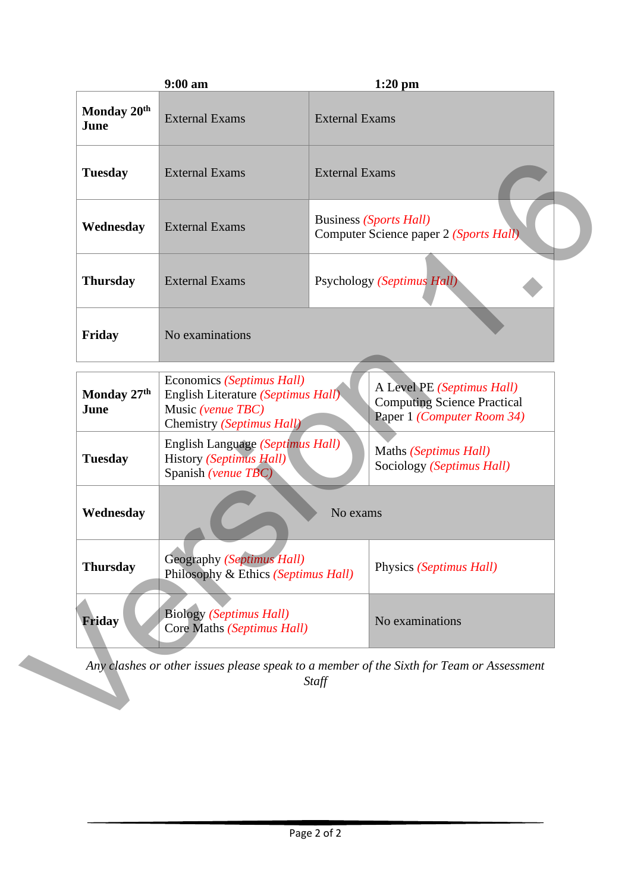| | 9:00 am | 1:20 pm |
|---|---|---|
| **Monday 20th June** | External Exams | External Exams |
| **Tuesday** | External Exams | External Exams |
| **Wednesday** | External Exams | Business *(Sports Hall)*<br>Computer Science paper 2 *(Sports Hall)* |
| **Thursday** | External Exams | Psychology *(Septimus Hall)* |
| **Friday** | No examinations | |

| | | |
|---|---|---|
| **Monday 27th June** | Economics *(Septimus Hall)*<br>English Literature *(Septimus Hall)*<br>Music *(venue TBC)*<br>Chemistry *(Septimus Hall)* | A Level PE *(Septimus Hall)*<br>Computing Science Practical Paper 1 *(Computer Room 34)* |
| **Tuesday** | English Language *(Septimus Hall)*<br>History *(Septimus Hall)*<br>Spanish *(venue TBC)* | Maths *(Septimus Hall)*<br>Sociology *(Septimus Hall)* |
| **Wednesday** | No exams | |
| **Thursday** | Geography *(Septimus Hall)*<br>Philosophy & Ethics *(Septimus Hall)* | Physics *(Septimus Hall)* |
| **Friday** | Biology *(Septimus Hall)*<br>Core Maths *(Septimus Hall)* | No examinations |

*Any clashes or other issues please speak to a member of the Sixth for Team or Assessment Staff*